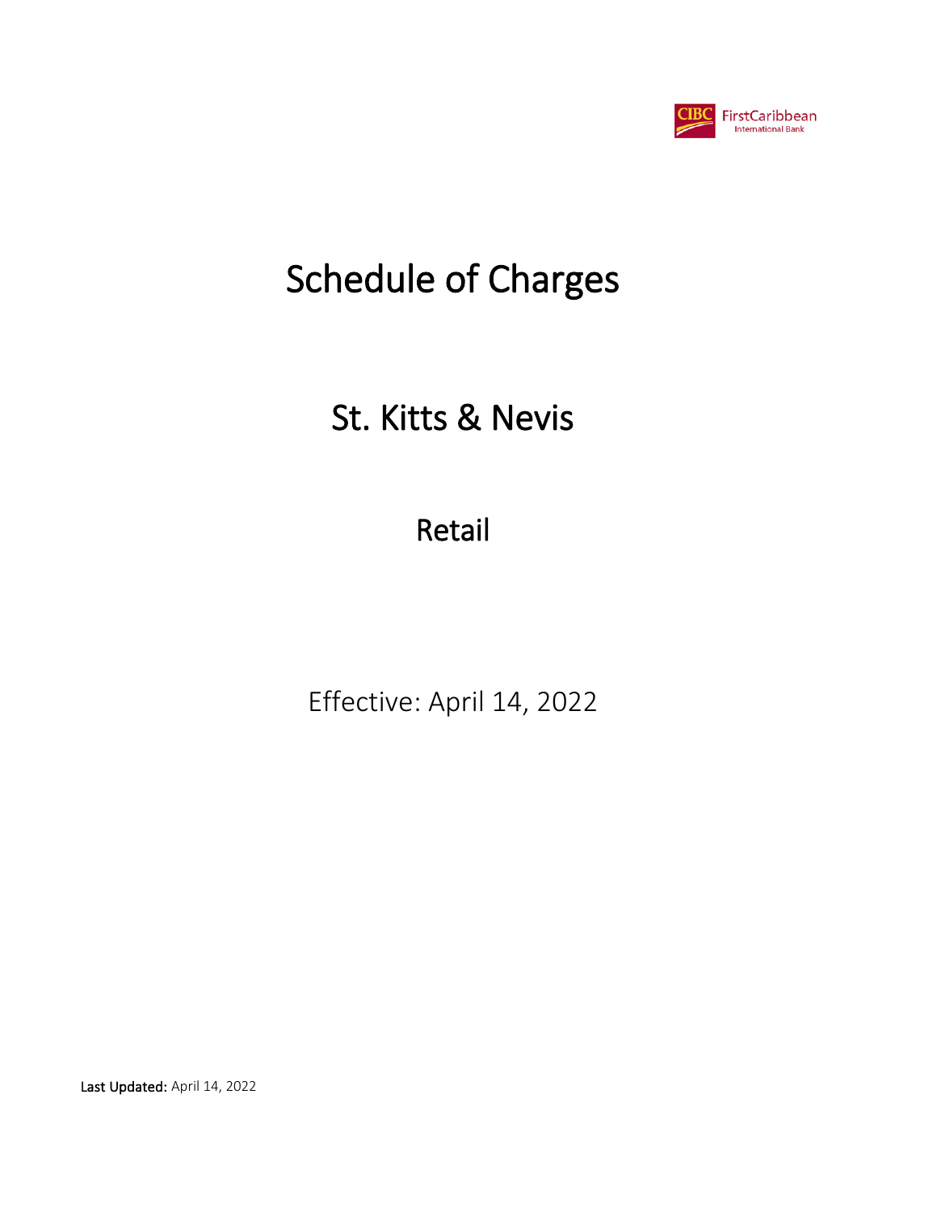# Schedule of Charges

## St. Kitts & Nevis

## Retail

Effective: April 14, 2022

**Last Updated:** April 14, 2022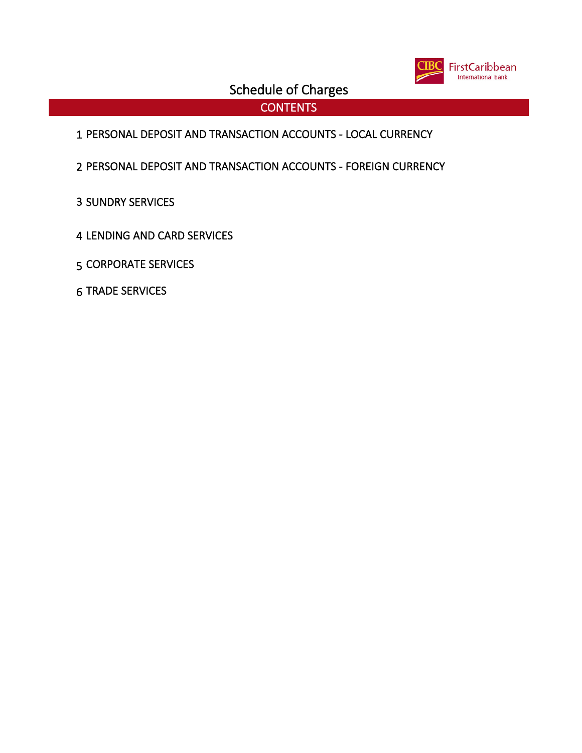# Schedule of Charges

## CONTENTS

1 PERSONAL DEPOSIT AND TRANSACTION ACCOUNTS - LOCAL CURRENCY

2 PERSONAL DEPOSIT AND TRANSACTION ACCOUNTS - FOREIGN CURRENCY

3 SUNDRY SERVICES

4 LENDING AND CARD SERVICES

5 CORPORATE SERVICES

6 TRADE SERVICES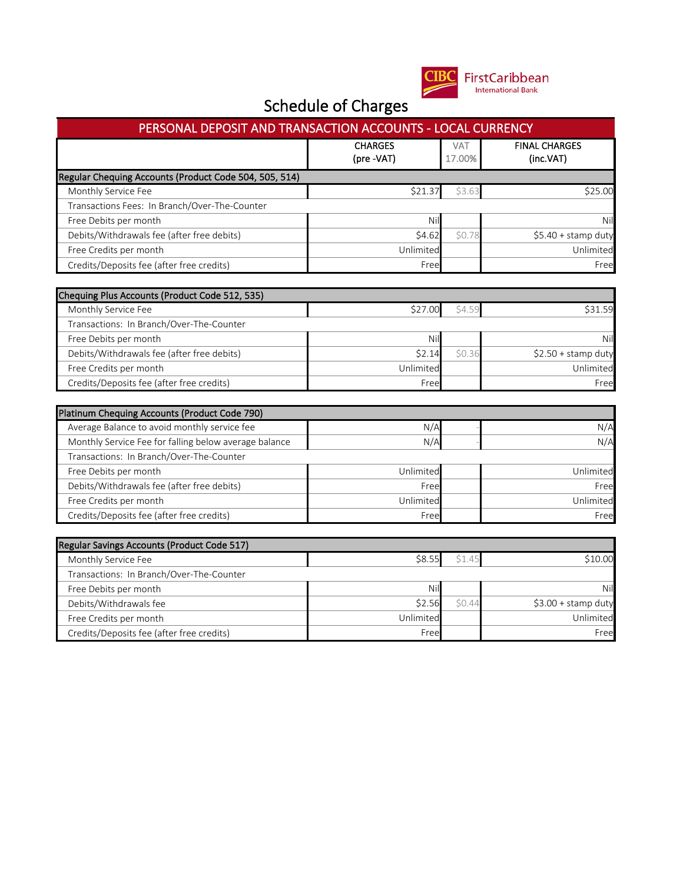# Schedule of Charges

## PERSONAL DEPOSIT AND TRANSACTION ACCOUNTS - LOCAL CURRENCY

| | CHARGES (pre -VAT) | VAT 17.00% | FINAL CHARGES (inc.VAT) |
|---|---|---|---|
| **Regular Chequing Accounts (Product Code 504, 505, 514)** | | | |
| Monthly Service Fee | $21.37 | $3.63 | $25.00 |
| Transactions Fees: In Branch/Over-The-Counter | | | |
| Free Debits per month | Nil | | Nil |
| Debits/Withdrawals fee (after free debits) | $4.62 | $0.78 | $5.40 + stamp duty |
| Free Credits per month | Unlimited | | Unlimited |
| Credits/Deposits fee (after free credits) | Free | | Free |

| | CHARGES (pre -VAT) | VAT 17.00% | FINAL CHARGES (inc.VAT) |
|---|---|---|---|
| **Chequing Plus Accounts (Product Code 512, 535)** | | | |
| Monthly Service Fee | $27.00 | $4.59 | $31.59 |
| Transactions: In Branch/Over-The-Counter | | | |
| Free Debits per month | Nil | | Nil |
| Debits/Withdrawals fee (after free debits) | $2.14 | $0.36 | $2.50 + stamp duty |
| Free Credits per month | Unlimited | | Unlimited |
| Credits/Deposits fee (after free credits) | Free | | Free |

| | CHARGES (pre -VAT) | VAT 17.00% | FINAL CHARGES (inc.VAT) |
|---|---|---|---|
| **Platinum Chequing Accounts (Product Code 790)** | | | |
| Average Balance to avoid monthly service fee | N/A | - | N/A |
| Monthly Service Fee for falling below average balance | N/A | - | N/A |
| Transactions: In Branch/Over-The-Counter | | | |
| Free Debits per month | Unlimited | | Unlimited |
| Debits/Withdrawals fee (after free debits) | Free | | Free |
| Free Credits per month | Unlimited | | Unlimited |
| Credits/Deposits fee (after free credits) | Free | | Free |

| | CHARGES (pre -VAT) | VAT 17.00% | FINAL CHARGES (inc.VAT) |
|---|---|---|---|
| **Regular Savings Accounts (Product Code 517)** | | | |
| Monthly Service Fee | $8.55 | $1.45 | $10.00 |
| Transactions: In Branch/Over-The-Counter | | | |
| Free Debits per month | Nil | | Nil |
| Debits/Withdrawals fee | $2.56 | $0.44 | $3.00 + stamp duty |
| Free Credits per month | Unlimited | | Unlimited |
| Credits/Deposits fee (after free credits) | Free | | Free |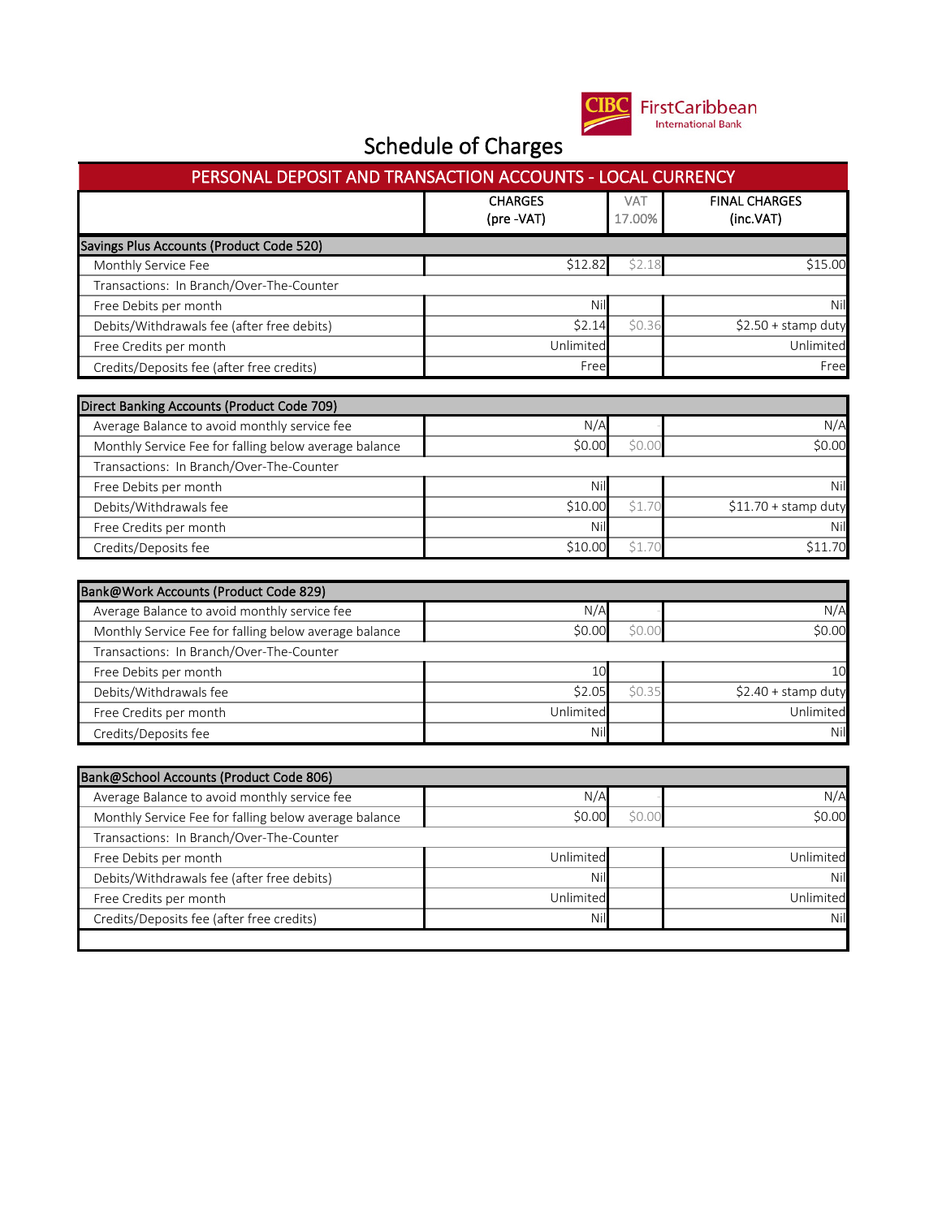# Schedule of Charges

## PERSONAL DEPOSIT AND TRANSACTION ACCOUNTS - LOCAL CURRENCY

| | CHARGES (pre -VAT) | VAT 17.00% | FINAL CHARGES (inc.VAT) |
|---|---|---|---|
| **Savings Plus Accounts (Product Code 520)** | | | |
| Monthly Service Fee | $12.82 | $2.18 | $15.00 |
| Transactions: In Branch/Over-The-Counter | | | |
| Free Debits per month | Nil | | Nil |
| Debits/Withdrawals fee (after free debits) | $2.14 | $0.36 | $2.50 + stamp duty |
| Free Credits per month | Unlimited | | Unlimited |
| Credits/Deposits fee (after free credits) | Free | | Free |
| **Direct Banking Accounts (Product Code 709)** | | | |
| Average Balance to avoid monthly service fee | N/A | - | N/A |
| Monthly Service Fee for falling below average balance | $0.00 | $0.00 | $0.00 |
| Transactions: In Branch/Over-The-Counter | | | |
| Free Debits per month | Nil | | Nil |
| Debits/Withdrawals fee | $10.00 | $1.70 | $11.70 + stamp duty |
| Free Credits per month | Nil | | Nil |
| Credits/Deposits fee | $10.00 | $1.70 | $11.70 |
| **Bank@Work Accounts (Product Code 829)** | | | |
| Average Balance to avoid monthly service fee | N/A | - | N/A |
| Monthly Service Fee for falling below average balance | $0.00 | $0.00 | $0.00 |
| Transactions: In Branch/Over-The-Counter | | | |
| Free Debits per month | 10 | | 10 |
| Debits/Withdrawals fee | $2.05 | $0.35 | $2.40 + stamp duty |
| Free Credits per month | Unlimited | | Unlimited |
| Credits/Deposits fee | Nil | | Nil |
| **Bank@School Accounts (Product Code 806)** | | | |
| Average Balance to avoid monthly service fee | N/A | - | N/A |
| Monthly Service Fee for falling below average balance | $0.00 | $0.00 | $0.00 |
| Transactions: In Branch/Over-The-Counter | | | |
| Free Debits per month | Unlimited | | Unlimited |
| Debits/Withdrawals fee (after free debits) | Nil | | Nil |
| Free Credits per month | Unlimited | | Unlimited |
| Credits/Deposits fee (after free credits) | Nil | | Nil |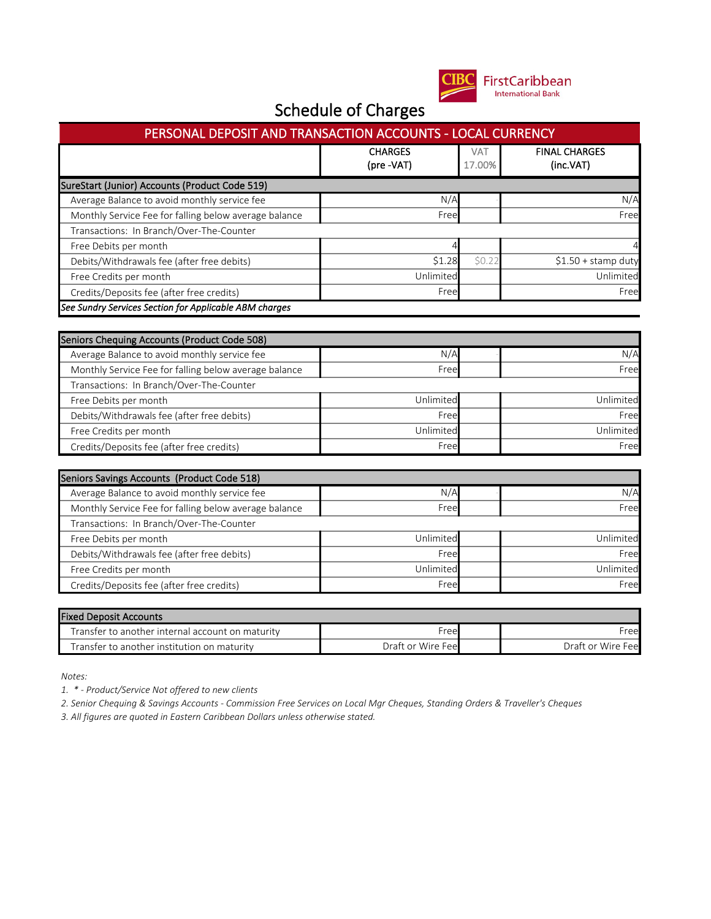# Schedule of Charges

## PERSONAL DEPOSIT AND TRANSACTION ACCOUNTS - LOCAL CURRENCY

| | CHARGES (pre -VAT) | VAT 17.00% | FINAL CHARGES (inc.VAT) |
|---|---|---|---|
| **SureStart (Junior) Accounts (Product Code 519)** | | | |
| Average Balance to avoid monthly service fee | N/A | - | N/A |
| Monthly Service Fee for falling below average balance | Free | | Free |
| Transactions: In Branch/Over-The-Counter | | | |
| Free Debits per month | 4 | | 4 |
| Debits/Withdrawals fee (after free debits) | $1.28 | $0.22 | $1.50 + stamp duty |
| Free Credits per month | Unlimited | | Unlimited |
| Credits/Deposits fee (after free credits) | Free | | Free |
| *See Sundry Services Section for Applicable ABM charges* | | | |

| | CHARGES (pre -VAT) | VAT 17.00% | FINAL CHARGES (inc.VAT) |
|---|---|---|---|
| **Seniors Chequing Accounts (Product Code 508)** | | | |
| Average Balance to avoid monthly service fee | N/A | - | N/A |
| Monthly Service Fee for falling below average balance | Free | | Free |
| Transactions: In Branch/Over-The-Counter | | | |
| Free Debits per month | Unlimited | | Unlimited |
| Debits/Withdrawals fee (after free debits) | Free | | Free |
| Free Credits per month | Unlimited | | Unlimited |
| Credits/Deposits fee (after free credits) | Free | | Free |

| | CHARGES (pre -VAT) | VAT 17.00% | FINAL CHARGES (inc.VAT) |
|---|---|---|---|
| **Seniors Savings Accounts (Product Code 518)** | | | |
| Average Balance to avoid monthly service fee | N/A | - | N/A |
| Monthly Service Fee for falling below average balance | Free | | Free |
| Transactions: In Branch/Over-The-Counter | | | |
| Free Debits per month | Unlimited | | Unlimited |
| Debits/Withdrawals fee (after free debits) | Free | | Free |
| Free Credits per month | Unlimited | | Unlimited |
| Credits/Deposits fee (after free credits) | Free | | Free |

| | CHARGES (pre -VAT) | VAT 17.00% | FINAL CHARGES (inc.VAT) |
|---|---|---|---|
| **Fixed Deposit Accounts** | | | |
| Transfer to another internal account on maturity | Free | | Free |
| Transfer to another institution on maturity | Draft or Wire Fee | | Draft or Wire Fee |

*Notes:*

*1. * - Product/Service Not offered to new clients*

*2. Senior Chequing & Savings Accounts - Commission Free Services on Local Mgr Cheques, Standing Orders & Traveller's Cheques*

*3. All figures are quoted in Eastern Caribbean Dollars unless otherwise stated.*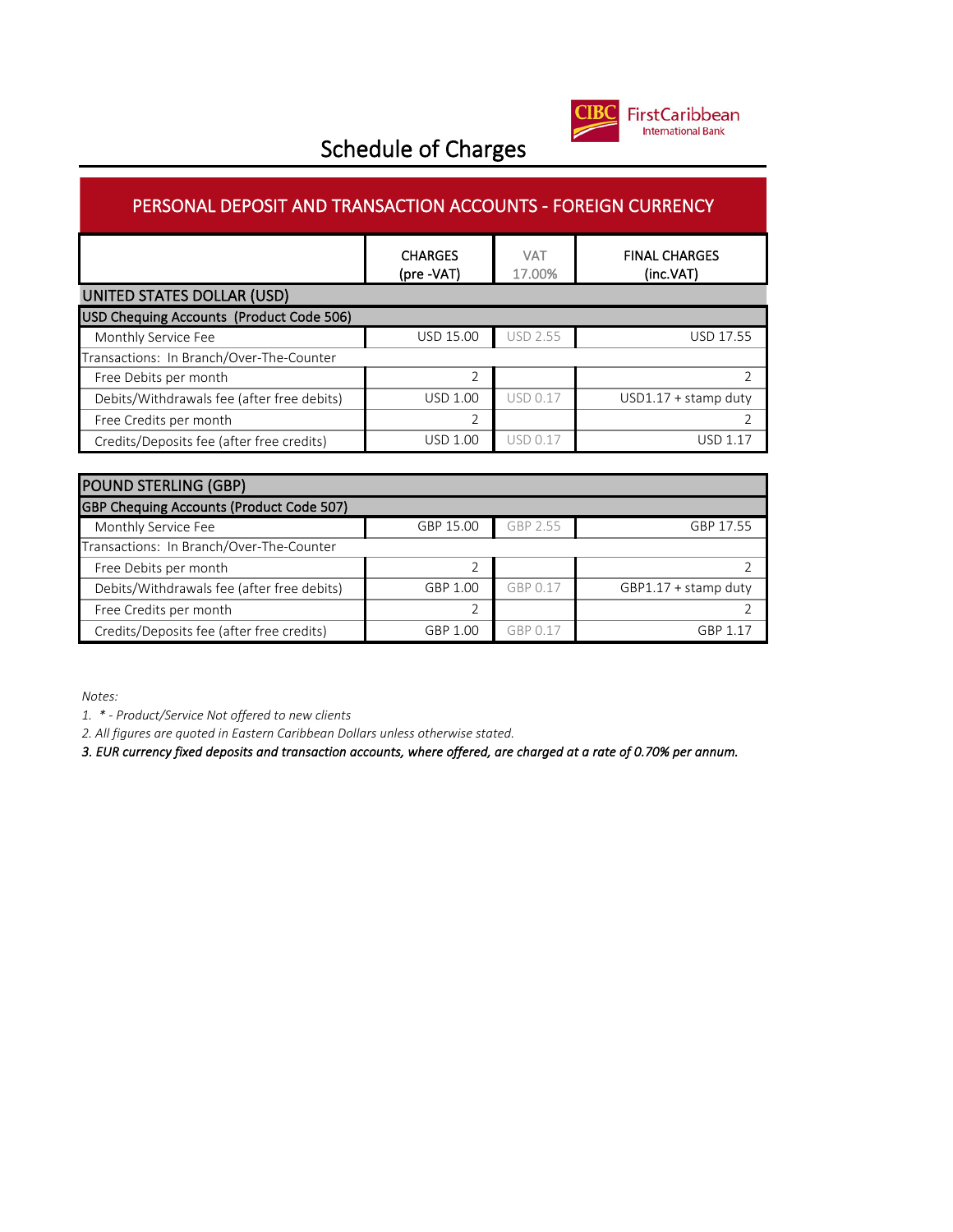# Schedule of Charges

## PERSONAL DEPOSIT AND TRANSACTION ACCOUNTS - FOREIGN CURRENCY

| | CHARGES (pre -VAT) | VAT 17.00% | FINAL CHARGES (inc.VAT) |
|---|---|---|---|
| **UNITED STATES DOLLAR (USD)** | | | |
| **USD Chequing Accounts (Product Code 506)** | | | |
| Monthly Service Fee | USD 15.00 | USD 2.55 | USD 17.55 |
| Transactions: In Branch/Over-The-Counter | | | |
| Free Debits per month | 2 | | 2 |
| Debits/Withdrawals fee (after free debits) | USD 1.00 | USD 0.17 | USD1.17 + stamp duty |
| Free Credits per month | 2 | | 2 |
| Credits/Deposits fee (after free credits) | USD 1.00 | USD 0.17 | USD 1.17 |

| | CHARGES (pre -VAT) | VAT 17.00% | FINAL CHARGES (inc.VAT) |
|---|---|---|---|
| **POUND STERLING (GBP)** | | | |
| **GBP Chequing Accounts (Product Code 507)** | | | |
| Monthly Service Fee | GBP 15.00 | GBP 2.55 | GBP 17.55 |
| Transactions: In Branch/Over-The-Counter | | | |
| Free Debits per month | 2 | | 2 |
| Debits/Withdrawals fee (after free debits) | GBP 1.00 | GBP 0.17 | GBP1.17 + stamp duty |
| Free Credits per month | 2 | | 2 |
| Credits/Deposits fee (after free credits) | GBP 1.00 | GBP 0.17 | GBP 1.17 |

*Notes:*

*1. * - Product/Service Not offered to new clients*

*2. All figures are quoted in Eastern Caribbean Dollars unless otherwise stated.*

***3. EUR currency fixed deposits and transaction accounts, where offered, are charged at a rate of 0.70% per annum.***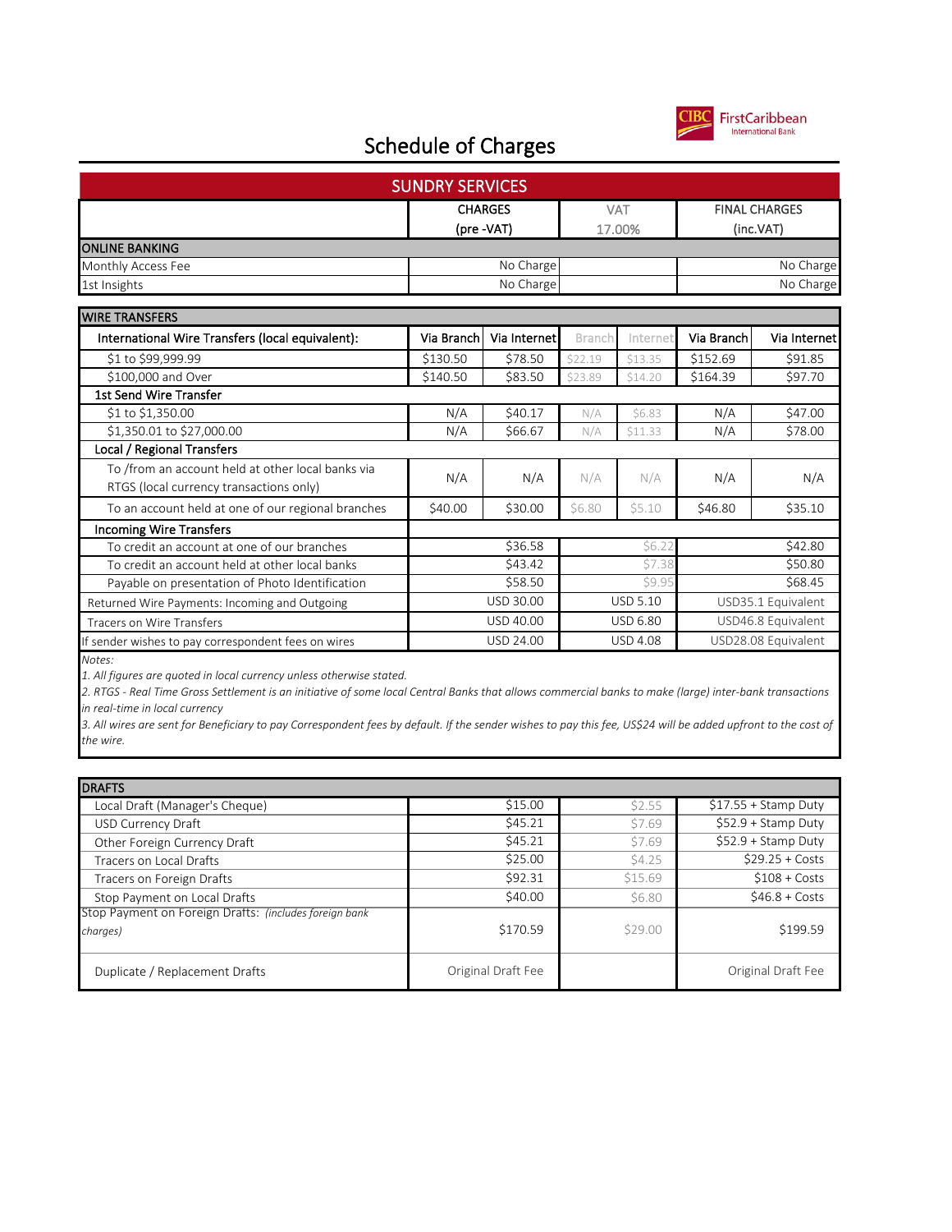# Schedule of Charges

## SUNDRY SERVICES

| | CHARGES (pre -VAT) | | VAT 17.00% | | FINAL CHARGES (inc.VAT) | |
|---|---|---|---|---|---|---|
| **ONLINE BANKING** | | | | | | |
| Monthly Access Fee | No Charge | | | | No Charge | |
| 1st Insights | No Charge | | | | No Charge | |

| WIRE TRANSFERS | | | | | | |
|---|---|---|---|---|---|---|
| International Wire Transfers (local equivalent): | Via Branch | Via Internet | Branch | Internet | Via Branch | Via Internet |
| $1 to $99,999.99 | $130.50 | $78.50 | $22.19 | $13.35 | $152.69 | $91.85 |
| $100,000 and Over | $140.50 | $83.50 | $23.89 | $14.20 | $164.39 | $97.70 |
| 1st Send Wire Transfer | | | | | | |
| $1 to $1,350.00 | N/A | $40.17 | N/A | $6.83 | N/A | $47.00 |
| $1,350.01 to $27,000.00 | N/A | $66.67 | N/A | $11.33 | N/A | $78.00 |
| Local / Regional Transfers | | | | | | |
| To /from an account held at other local banks via RTGS (local currency transactions only) | N/A | N/A | N/A | N/A | N/A | N/A |
| To an account held at one of our regional branches | $40.00 | $30.00 | $6.80 | $5.10 | $46.80 | $35.10 |
| Incoming Wire Transfers | | | | | | |
| To credit an account at one of our branches | $36.58 | | $6.22 | | $42.80 | |
| To credit an account held at other local banks | $43.42 | | $7.38 | | $50.80 | |
| Payable on presentation of Photo Identification | $58.50 | | $9.95 | | $68.45 | |
| Returned Wire Payments: Incoming and Outgoing | USD 30.00 | | USD 5.10 | | USD35.1 Equivalent | |
| Tracers on Wire Transfers | USD 40.00 | | USD 6.80 | | USD46.8 Equivalent | |
| If sender wishes to pay correspondent fees on wires | USD 24.00 | | USD 4.08 | | USD28.08 Equivalent | |

*Notes:*

*1. All figures are quoted in local currency unless otherwise stated.*

*2. RTGS - Real Time Gross Settlement is an initiative of some local Central Banks that allows commercial banks to make (large) inter-bank transactions in real-time in local currency*

*3. All wires are sent for Beneficiary to pay Correspondent fees by default. If the sender wishes to pay this fee, US$24 will be added upfront to the cost of the wire.*

| DRAFTS | | | |
|---|---|---|---|
| Local Draft (Manager's Cheque) | $15.00 | $2.55 | $17.55 + Stamp Duty |
| USD Currency Draft | $45.21 | $7.69 | $52.9 + Stamp Duty |
| Other Foreign Currency Draft | $45.21 | $7.69 | $52.9 + Stamp Duty |
| Tracers on Local Drafts | $25.00 | $4.25 | $29.25 + Costs |
| Tracers on Foreign Drafts | $92.31 | $15.69 | $108 + Costs |
| Stop Payment on Local Drafts | $40.00 | $6.80 | $46.8 + Costs |
| Stop Payment on Foreign Drafts: *(includes foreign bank charges)* | $170.59 | $29.00 | $199.59 |
| Duplicate / Replacement Drafts | Original Draft Fee | | Original Draft Fee |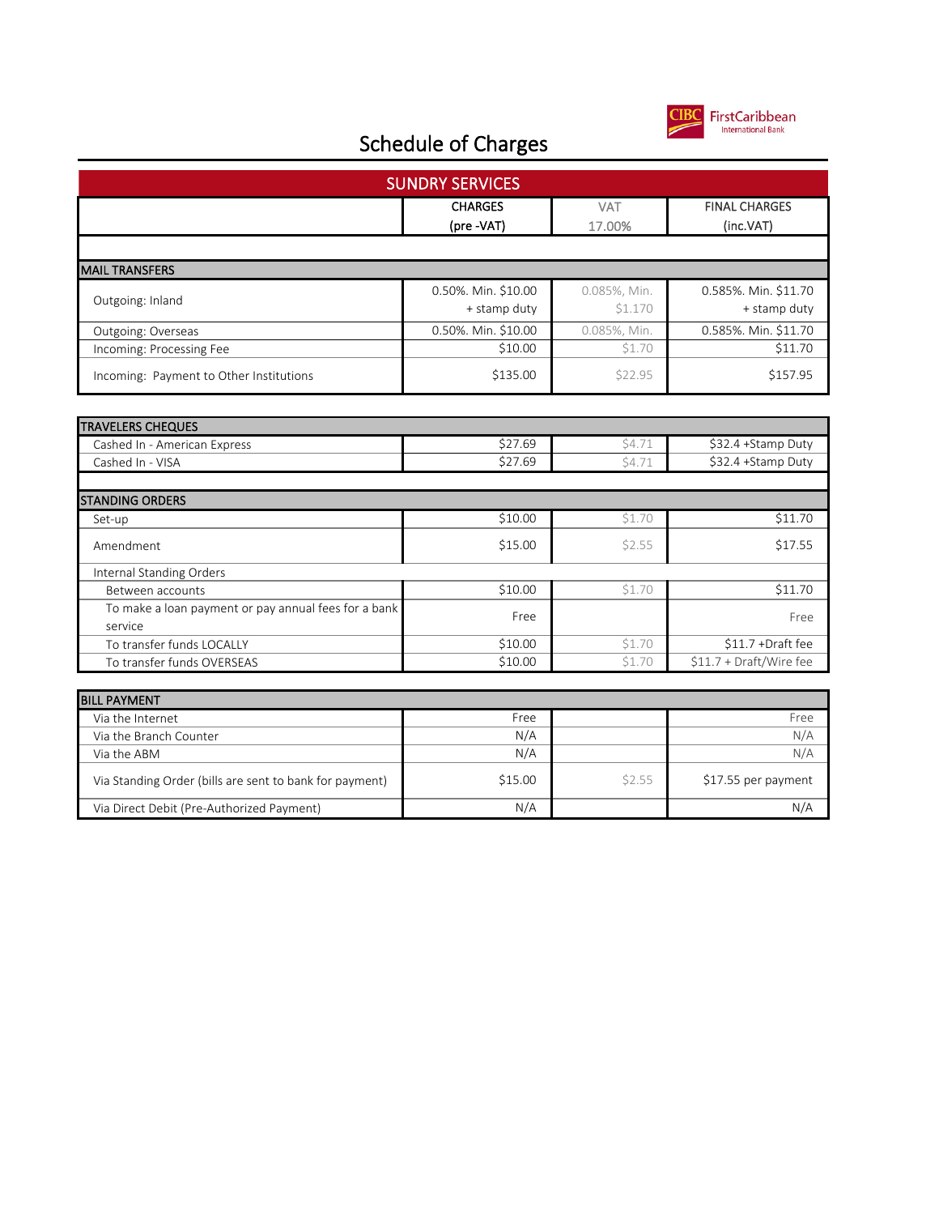# Schedule of Charges

CIBC FirstCaribbean International Bank

| SUNDRY SERVICES | CHARGES (pre -VAT) | VAT 17.00% | FINAL CHARGES (inc.VAT) |
|---|---|---|---|
| **MAIL TRANSFERS** | | | |
| Outgoing: Inland | 0.50%. Min. $10.00 + stamp duty | 0.085%, Min. $1.170 | 0.585%. Min. $11.70 + stamp duty |
| Outgoing: Overseas | 0.50%. Min. $10.00 | 0.085%, Min. | 0.585%. Min. $11.70 |
| Incoming: Processing Fee | $10.00 | $1.70 | $11.70 |
| Incoming: Payment to Other Institutions | $135.00 | $22.95 | $157.95 |

| TRAVELERS CHEQUES | | | |
|---|---|---|---|
| Cashed In - American Express | $27.69 | $4.71 | $32.4 +Stamp Duty |
| Cashed In - VISA | $27.69 | $4.71 | $32.4 +Stamp Duty |
| **STANDING ORDERS** | | | |
| Set-up | $10.00 | $1.70 | $11.70 |
| Amendment | $15.00 | $2.55 | $17.55 |
| Internal Standing Orders | | | |
| Between accounts | $10.00 | $1.70 | $11.70 |
| To make a loan payment or pay annual fees for a bank service | Free | | Free |
| To transfer funds LOCALLY | $10.00 | $1.70 | $11.7 +Draft fee |
| To transfer funds OVERSEAS | $10.00 | $1.70 | $11.7 + Draft/Wire fee |

| BILL PAYMENT | | | |
|---|---|---|---|
| Via the Internet | Free | | Free |
| Via the Branch Counter | N/A | | N/A |
| Via the ABM | N/A | | N/A |
| Via Standing Order (bills are sent to bank for payment) | $15.00 | $2.55 | $17.55 per payment |
| Via Direct Debit (Pre-Authorized Payment) | N/A | | N/A |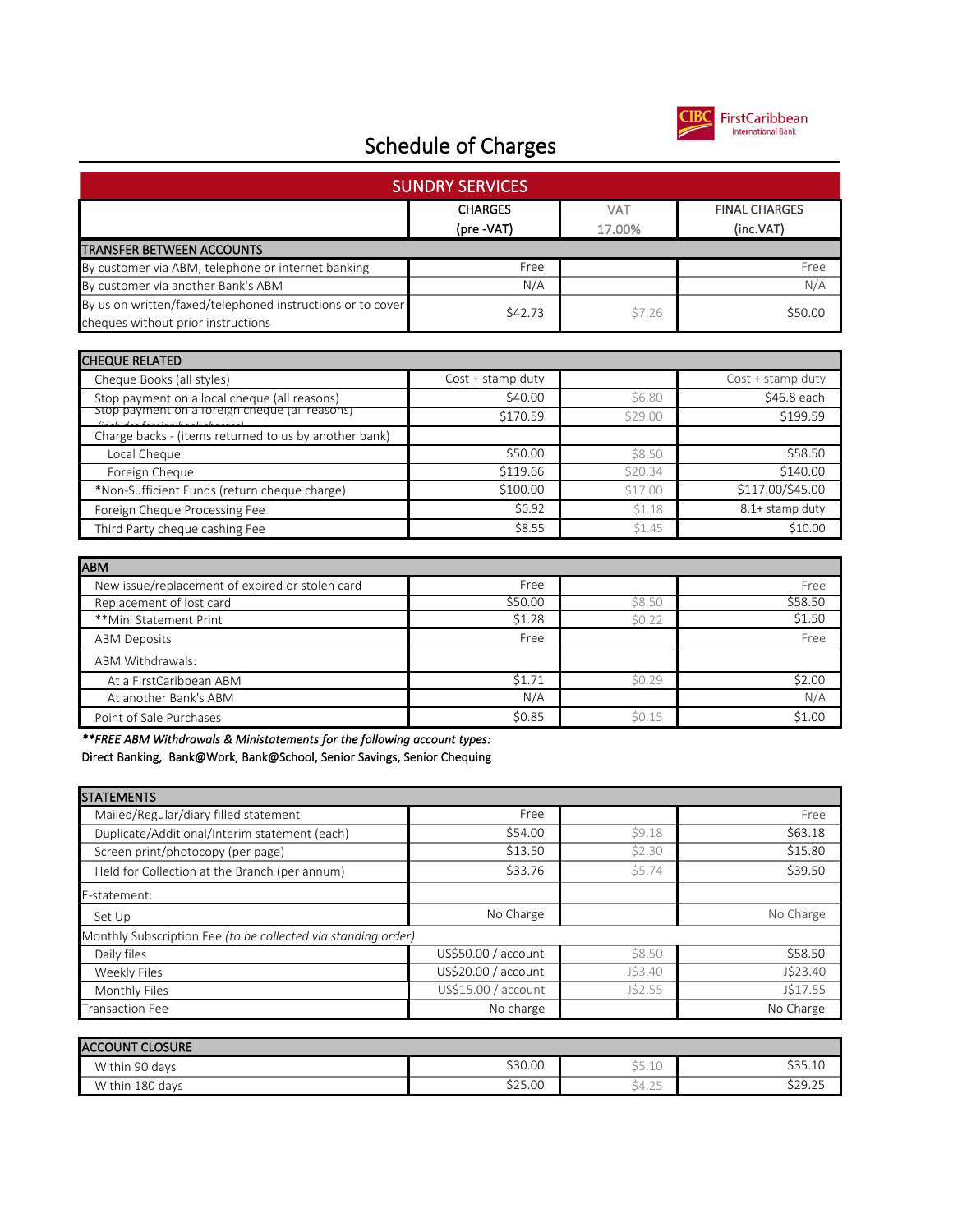# Schedule of Charges

CIBC FirstCaribbean International Bank

## SUNDRY SERVICES

| | CHARGES (pre -VAT) | VAT 17.00% | FINAL CHARGES (inc.VAT) |
|---|---|---|---|
| **TRANSFER BETWEEN ACCOUNTS** | | | |
| By customer via ABM, telephone or internet banking | Free | | Free |
| By customer via another Bank's ABM | N/A | | N/A |
| By us on written/faxed/telephoned instructions or to cover cheques without prior instructions | $42.73 | $7.26 | $50.00 |

| **CHEQUE RELATED** | | | |
|---|---|---|---|
| Cheque Books (all styles) | Cost + stamp duty | | Cost + stamp duty |
| Stop payment on a local cheque (all reasons) | $40.00 | $6.80 | $46.8 each |
| Stop payment on a foreign cheque (all reasons) (includes foreign bank charges) | $170.59 | $29.00 | $199.59 |
| Charge backs - (items returned to us by another bank) | | | |
| Local Cheque | $50.00 | $8.50 | $58.50 |
| Foreign Cheque | $119.66 | $20.34 | $140.00 |
| *Non-Sufficient Funds (return cheque charge) | $100.00 | $17.00 | $117.00/$45.00 |
| Foreign Cheque Processing Fee | $6.92 | $1.18 | 8.1+ stamp duty |
| Third Party cheque cashing Fee | $8.55 | $1.45 | $10.00 |

| **ABM** | | | |
|---|---|---|---|
| New issue/replacement of expired or stolen card | Free | | Free |
| Replacement of lost card | $50.00 | $8.50 | $58.50 |
| **Mini Statement Print | $1.28 | $0.22 | $1.50 |
| ABM Deposits | Free | | Free |
| ABM Withdrawals: | | | |
| At a FirstCaribbean ABM | $1.71 | $0.29 | $2.00 |
| At another Bank's ABM | N/A | | N/A |
| Point of Sale Purchases | $0.85 | $0.15 | $1.00 |

***\*\*FREE ABM Withdrawals & Ministatements for the following account types:***
Direct Banking, Bank@Work, Bank@School, Senior Savings, Senior Chequing

| **STATEMENTS** | | | |
|---|---|---|---|
| Mailed/Regular/diary filled statement | Free | | Free |
| Duplicate/Additional/Interim statement (each) | $54.00 | $9.18 | $63.18 |
| Screen print/photocopy (per page) | $13.50 | $2.30 | $15.80 |
| Held for Collection at the Branch (per annum) | $33.76 | $5.74 | $39.50 |
| E-statement: | | | |
| Set Up | No Charge | | No Charge |
| Monthly Subscription Fee *(to be collected via standing order)* | | | |
| Daily files | US$50.00 / account | $8.50 | $58.50 |
| Weekly Files | US$20.00 / account | J$3.40 | J$23.40 |
| Monthly Files | US$15.00 / account | J$2.55 | J$17.55 |
| Transaction Fee | No charge | | No Charge |

| **ACCOUNT CLOSURE** | | | |
|---|---|---|---|
| Within 90 days | $30.00 | $5.10 | $35.10 |
| Within 180 days | $25.00 | $4.25 | $29.25 |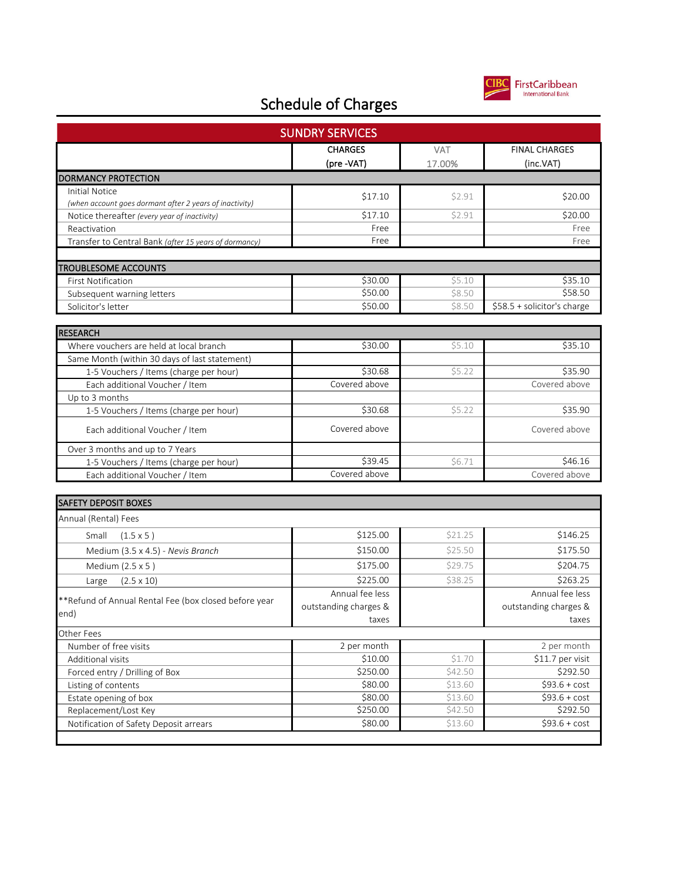# Schedule of Charges

| SUNDRY SERVICES | CHARGES (pre -VAT) | VAT 17.00% | FINAL CHARGES (inc.VAT) |
|---|---|---|---|
| **DORMANCY PROTECTION** | | | |
| Initial Notice *(when account goes dormant after 2 years of inactivity)* | $17.10 | $2.91 | $20.00 |
| Notice thereafter *(every year of inactivity)* | $17.10 | $2.91 | $20.00 |
| Reactivation | Free | | Free |
| Transfer to Central Bank *(after 15 years of dormancy)* | Free | | Free |
| | | | |
| **TROUBLESOME ACCOUNTS** | | | |
| First Notification | $30.00 | $5.10 | $35.10 |
| Subsequent warning letters | $50.00 | $8.50 | $58.50 |
| Solicitor's letter | $50.00 | $8.50 | $58.5 + solicitor's charge |

| RESEARCH | CHARGES (pre -VAT) | VAT 17.00% | FINAL CHARGES (inc.VAT) |
|---|---|---|---|
| Where vouchers are held at local branch | $30.00 | $5.10 | $35.10 |
| Same Month (within 30 days of last statement) | | | |
| 1-5 Vouchers / Items (charge per hour) | $30.68 | $5.22 | $35.90 |
| Each additional Voucher / Item | Covered above | | Covered above |
| Up to 3 months | | | |
| 1-5 Vouchers / Items (charge per hour) | $30.68 | $5.22 | $35.90 |
| Each additional Voucher / Item | Covered above | | Covered above |
| Over 3 months and up to 7 Years | | | |
| 1-5 Vouchers / Items (charge per hour) | $39.45 | $6.71 | $46.16 |
| Each additional Voucher / Item | Covered above | | Covered above |

| SAFETY DEPOSIT BOXES | CHARGES (pre -VAT) | VAT 17.00% | FINAL CHARGES (inc.VAT) |
|---|---|---|---|
| Annual (Rental) Fees | | | |
| Small (1.5 x 5 ) | $125.00 | $21.25 | $146.25 |
| Medium (3.5 x 4.5) - *Nevis Branch* | $150.00 | $25.50 | $175.50 |
| Medium (2.5 x 5 ) | $175.00 | $29.75 | $204.75 |
| Large (2.5 x 10) | $225.00 | $38.25 | $263.25 |
| **Refund of Annual Rental Fee (box closed before year end) | Annual fee less outstanding charges & taxes | | Annual fee less outstanding charges & taxes |
| Other Fees | | | |
| Number of free visits | 2 per month | | 2 per month |
| Additional visits | $10.00 | $1.70 | $11.7 per visit |
| Forced entry / Drilling of Box | $250.00 | $42.50 | $292.50 |
| Listing of contents | $80.00 | $13.60 | $93.6 + cost |
| Estate opening of box | $80.00 | $13.60 | $93.6 + cost |
| Replacement/Lost Key | $250.00 | $42.50 | $292.50 |
| Notification of Safety Deposit arrears | $80.00 | $13.60 | $93.6 + cost |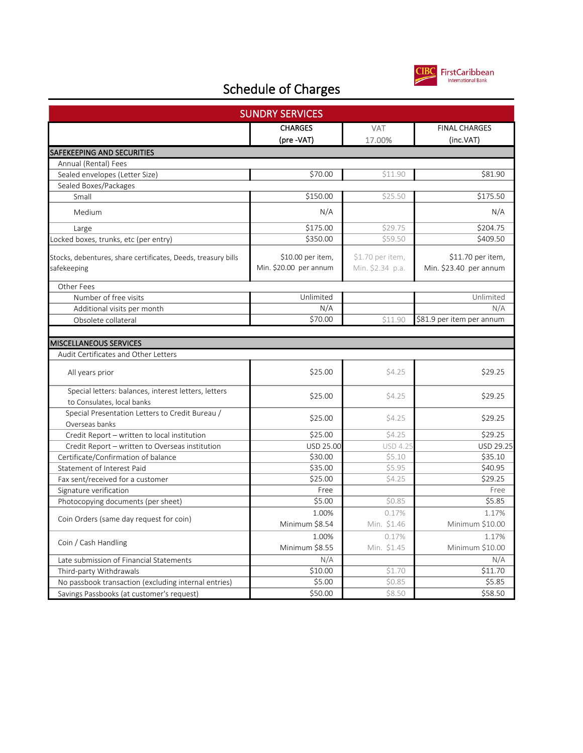# Schedule of Charges

CIBC FirstCaribbean International Bank

| SUNDRY SERVICES | CHARGES (pre -VAT) | VAT 17.00% | FINAL CHARGES (inc.VAT) |
|---|---|---|---|
| **SAFEKEEPING AND SECURITIES** | | | |
| Annual (Rental) Fees | | | |
| Sealed envelopes (Letter Size) | $70.00 | $11.90 | $81.90 |
| Sealed Boxes/Packages | | | |
| Small | $150.00 | $25.50 | $175.50 |
| Medium | N/A | | N/A |
| Large | $175.00 | $29.75 | $204.75 |
| Locked boxes, trunks, etc (per entry) | $350.00 | $59.50 | $409.50 |
| Stocks, debentures, share certificates, Deeds, treasury bills safekeeping | $10.00 per item, Min. $20.00 per annum | $1.70 per item, Min. $2.34 p.a. | $11.70 per item, Min. $23.40 per annum |
| Other Fees | | | |
| Number of free visits | Unlimited | | Unlimited |
| Additional visits per month | N/A | | N/A |
| Obsolete collateral | $70.00 | $11.90 | $81.9 per item per annum |
| **MISCELLANEOUS SERVICES** | | | |
| Audit Certificates and Other Letters | | | |
| All years prior | $25.00 | $4.25 | $29.25 |
| Special letters: balances, interest letters, letters to Consulates, local banks | $25.00 | $4.25 | $29.25 |
| Special Presentation Letters to Credit Bureau / Overseas banks | $25.00 | $4.25 | $29.25 |
| Credit Report – written to local institution | $25.00 | $4.25 | $29.25 |
| Credit Report – written to Overseas institution | USD 25.00 | USD 4.25 | USD 29.25 |
| Certificate/Confirmation of balance | $30.00 | $5.10 | $35.10 |
| Statement of Interest Paid | $35.00 | $5.95 | $40.95 |
| Fax sent/received for a customer | $25.00 | $4.25 | $29.25 |
| Signature verification | Free | | Free |
| Photocopying documents (per sheet) | $5.00 | $0.85 | $5.85 |
| Coin Orders (same day request for coin) | 1.00% Minimum $8.54 | 0.17% Min. $1.46 | 1.17% Minimum $10.00 |
| Coin / Cash Handling | 1.00% Minimum $8.55 | 0.17% Min. $1.45 | 1.17% Minimum $10.00 |
| Late submission of Financial Statements | N/A | | N/A |
| Third-party Withdrawals | $10.00 | $1.70 | $11.70 |
| No passbook transaction (excluding internal entries) | $5.00 | $0.85 | $5.85 |
| Savings Passbooks (at customer's request) | $50.00 | $8.50 | $58.50 |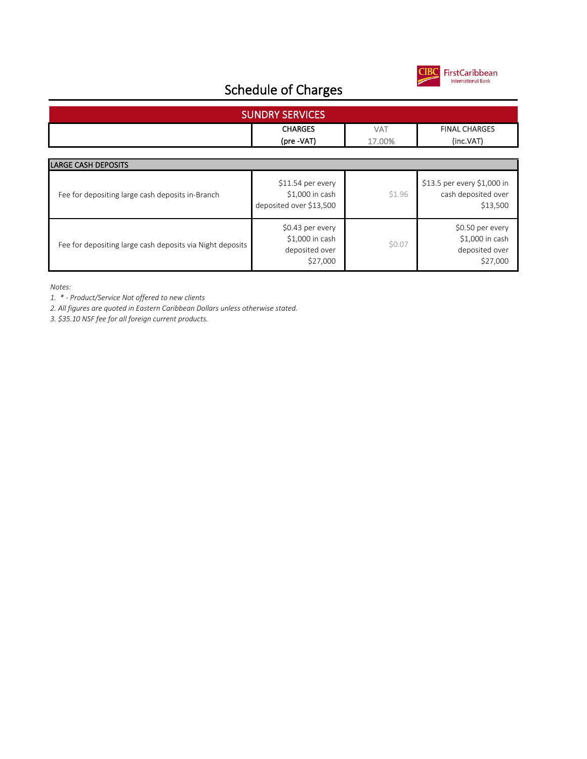# Schedule of Charges

| SUNDRY SERVICES | CHARGES (pre -VAT) | VAT 17.00% | FINAL CHARGES (inc.VAT) |
|---|---|---|---|
| **LARGE CASH DEPOSITS** | | | |
| Fee for depositing large cash deposits in-Branch | $11.54 per every $1,000 in cash deposited over $13,500 | $1.96 | $13.5 per every $1,000 in cash deposited over $13,500 |
| Fee for depositing large cash deposits via Night deposits | $0.43 per every $1,000 in cash deposited over $27,000 | $0.07 | $0.50 per every $1,000 in cash deposited over $27,000 |

*Notes:*

*1. * - Product/Service Not offered to new clients*

*2. All figures are quoted in Eastern Caribbean Dollars unless otherwise stated.*

*3. $35.10 NSF fee for all foreign current products.*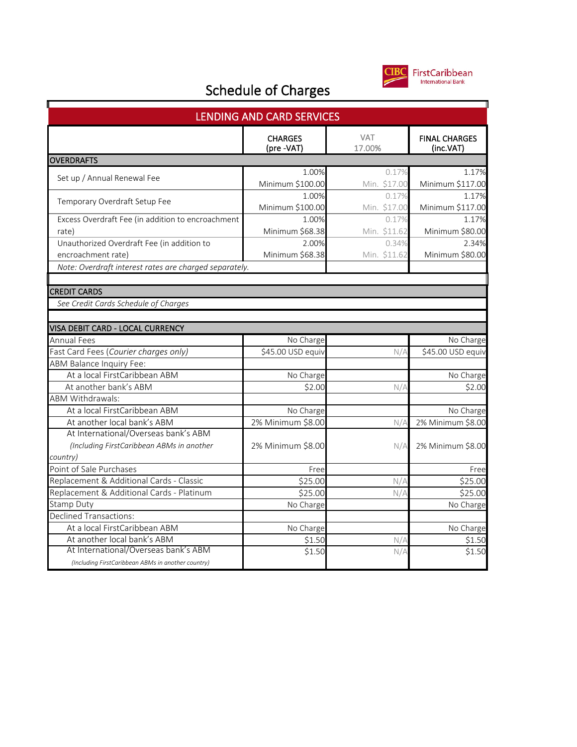# Schedule of Charges

CIBC FirstCaribbean International Bank

## LENDING AND CARD SERVICES

| | CHARGES (pre -VAT) | VAT 17.00% | FINAL CHARGES (inc.VAT) |
|---|---|---|---|
| **OVERDRAFTS** | | | |
| Set up / Annual Renewal Fee | 1.00% Minimum $100.00 | 0.17% Min. $17.00 | 1.17% Minimum $117.00 |
| Temporary Overdraft Setup Fee | 1.00% Minimum $100.00 | 0.17% Min. $17.00 | 1.17% Minimum $117.00 |
| Excess Overdraft Fee (in addition to encroachment rate) | 1.00% Minimum $68.38 | 0.17% Min. $11.62 | 1.17% Minimum $80.00 |
| Unauthorized Overdraft Fee (in addition to encroachment rate) | 2.00% Minimum $68.38 | 0.34% Min. $11.62 | 2.34% Minimum $80.00 |
| *Note: Overdraft interest rates are charged separately.* | | | |
| **CREDIT CARDS** | | | |
| *See Credit Cards Schedule of Charges* | | | |
| **VISA DEBIT CARD - LOCAL CURRENCY** | | | |
| Annual Fees | No Charge | | No Charge |
| Fast Card Fees (*Courier charges only*) | $45.00 USD equiv | N/A | $45.00 USD equiv |
| ABM Balance Inquiry Fee: | | | |
| At a local FirstCaribbean ABM | No Charge | | No Charge |
| At another bank's ABM | $2.00 | N/A | $2.00 |
| ABM Withdrawals: | | | |
| At a local FirstCaribbean ABM | No Charge | | No Charge |
| At another local bank's ABM | 2% Minimum $8.00 | N/A | 2% Minimum $8.00 |
| At International/Overseas bank's ABM *(Including FirstCaribbean ABMs in another country)* | 2% Minimum $8.00 | N/A | 2% Minimum $8.00 |
| Point of Sale Purchases | Free | | Free |
| Replacement & Additional Cards - Classic | $25.00 | N/A | $25.00 |
| Replacement & Additional Cards - Platinum | $25.00 | N/A | $25.00 |
| Stamp Duty | No Charge | | No Charge |
| Declined Transactions: | | | |
| At a local FirstCaribbean ABM | No Charge | | No Charge |
| At another local bank's ABM | $1.50 | N/A | $1.50 |
| At International/Overseas bank's ABM *(Including FirstCaribbean ABMs in another country)* | $1.50 | N/A | $1.50 |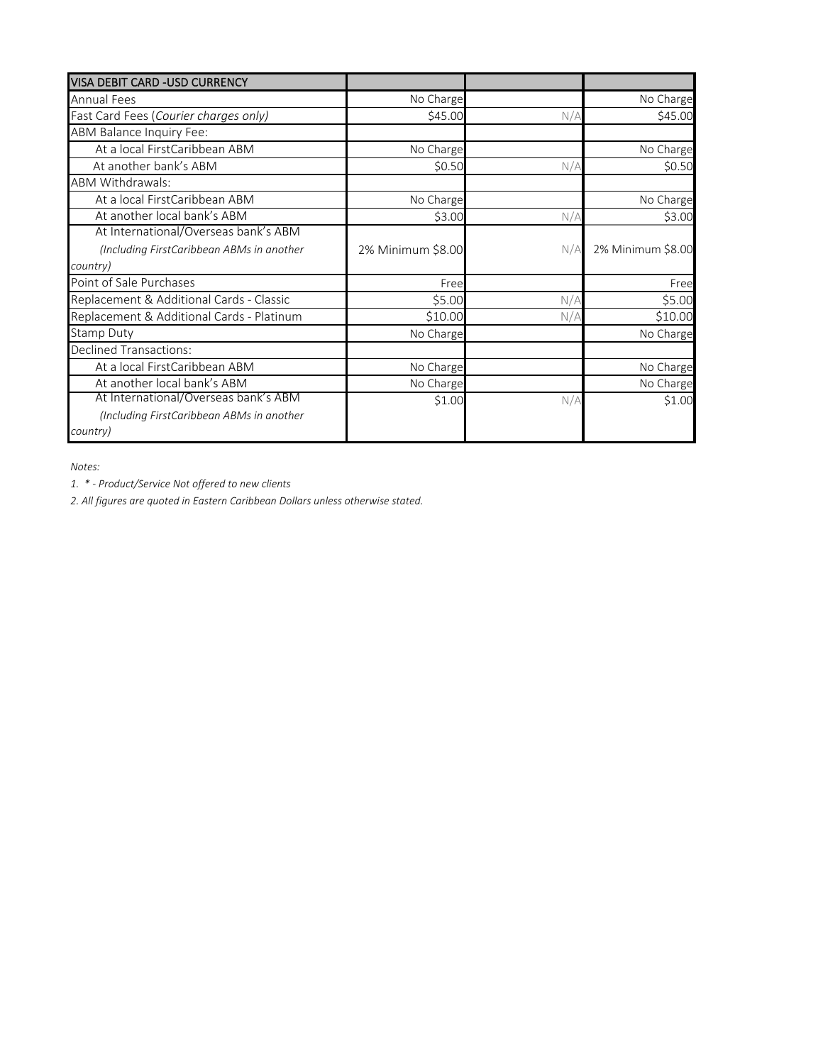| VISA DEBIT CARD -USD CURRENCY | | | |
|---|---|---|---|
| Annual Fees | No Charge | | No Charge |
| Fast Card Fees (*Courier charges only*) | $45.00 | N/A | $45.00 |
| ABM Balance Inquiry Fee: | | | |
| At a local FirstCaribbean ABM | No Charge | | No Charge |
| At another bank's ABM | $0.50 | N/A | $0.50 |
| ABM Withdrawals: | | | |
| At a local FirstCaribbean ABM | No Charge | | No Charge |
| At another local bank's ABM | $3.00 | N/A | $3.00 |
| At International/Overseas bank's ABM *(Including FirstCaribbean ABMs in another country)* | 2% Minimum $8.00 | N/A | 2% Minimum $8.00 |
| Point of Sale Purchases | Free | | Free |
| Replacement & Additional Cards - Classic | $5.00 | N/A | $5.00 |
| Replacement & Additional Cards - Platinum | $10.00 | N/A | $10.00 |
| Stamp Duty | No Charge | | No Charge |
| Declined Transactions: | | | |
| At a local FirstCaribbean ABM | No Charge | | No Charge |
| At another local bank's ABM | No Charge | | No Charge |
| At International/Overseas bank's ABM *(Including FirstCaribbean ABMs in another country)* | $1.00 | N/A | $1.00 |

*Notes:*

*1. * - Product/Service Not offered to new clients*

*2. All figures are quoted in Eastern Caribbean Dollars unless otherwise stated.*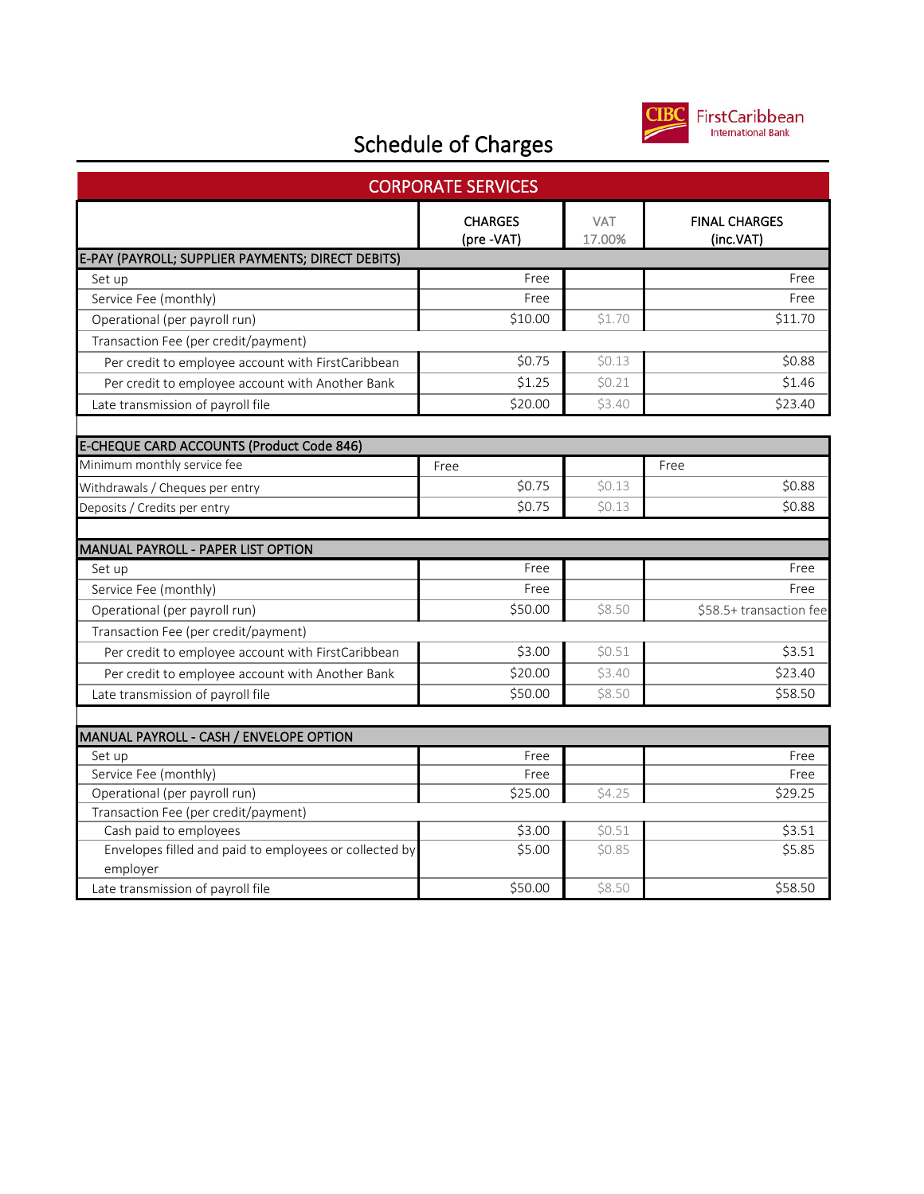# Schedule of Charges

## CORPORATE SERVICES

| | CHARGES (pre -VAT) | VAT 17.00% | FINAL CHARGES (inc.VAT) |
|---|---|---|---|
| **E-PAY (PAYROLL; SUPPLIER PAYMENTS; DIRECT DEBITS)** | | | |
| Set up | Free | | Free |
| Service Fee (monthly) | Free | | Free |
| Operational (per payroll run) | $10.00 | $1.70 | $11.70 |
| Transaction Fee (per credit/payment) | | | |
| Per credit to employee account with FirstCaribbean | $0.75 | $0.13 | $0.88 |
| Per credit to employee account with Another Bank | $1.25 | $0.21 | $1.46 |
| Late transmission of payroll file | $20.00 | $3.40 | $23.40 |
| | | | |
| **E-CHEQUE CARD ACCOUNTS (Product Code 846)** | | | |
| Minimum monthly service fee | Free | | Free |
| Withdrawals / Cheques per entry | $0.75 | $0.13 | $0.88 |
| Deposits / Credits per entry | $0.75 | $0.13 | $0.88 |
| | | | |
| **MANUAL PAYROLL - PAPER LIST OPTION** | | | |
| Set up | Free | | Free |
| Service Fee (monthly) | Free | | Free |
| Operational (per payroll run) | $50.00 | $8.50 | $58.5+ transaction fee |
| Transaction Fee (per credit/payment) | | | |
| Per credit to employee account with FirstCaribbean | $3.00 | $0.51 | $3.51 |
| Per credit to employee account with Another Bank | $20.00 | $3.40 | $23.40 |
| Late transmission of payroll file | $50.00 | $8.50 | $58.50 |
| | | | |
| **MANUAL PAYROLL - CASH / ENVELOPE OPTION** | | | |
| Set up | Free | | Free |
| Service Fee (monthly) | Free | | Free |
| Operational (per payroll run) | $25.00 | $4.25 | $29.25 |
| Transaction Fee (per credit/payment) | | | |
| Cash paid to employees | $3.00 | $0.51 | $3.51 |
| Envelopes filled and paid to employees or collected by employer | $5.00 | $0.85 | $5.85 |
| Late transmission of payroll file | $50.00 | $8.50 | $58.50 |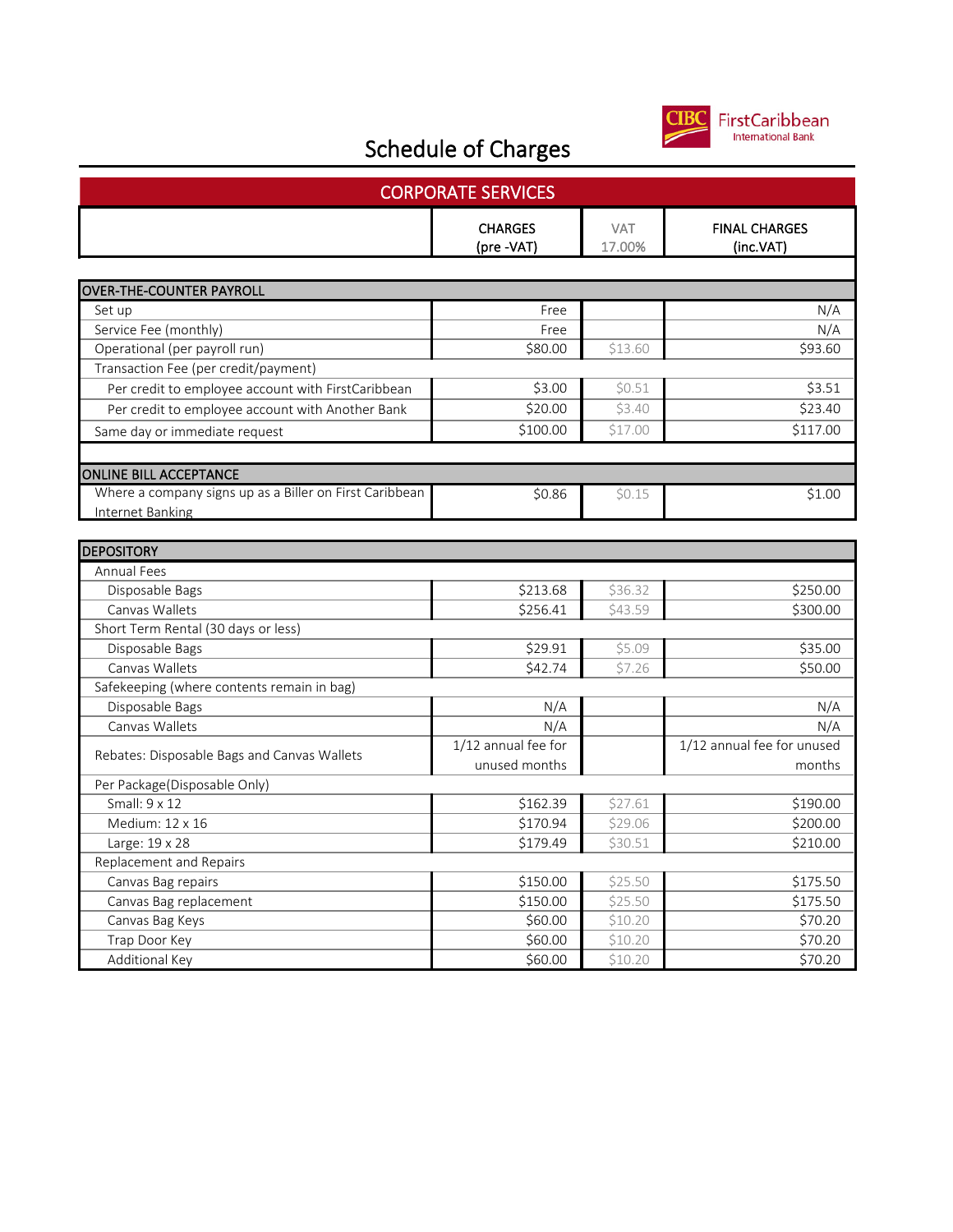# Schedule of Charges

## CORPORATE SERVICES

| | CHARGES (pre -VAT) | VAT 17.00% | FINAL CHARGES (inc.VAT) |
|---|---|---|---|
| **OVER-THE-COUNTER PAYROLL** | | | |
| Set up | Free | | N/A |
| Service Fee (monthly) | Free | | N/A |
| Operational (per payroll run) | $80.00 | $13.60 | $93.60 |
| Transaction Fee (per credit/payment) | | | |
| Per credit to employee account with FirstCaribbean | $3.00 | $0.51 | $3.51 |
| Per credit to employee account with Another Bank | $20.00 | $3.40 | $23.40 |
| Same day or immediate request | $100.00 | $17.00 | $117.00 |
| **ONLINE BILL ACCEPTANCE** | | | |
| Where a company signs up as a Biller on First Caribbean Internet Banking | $0.86 | $0.15 | $1.00 |
| **DEPOSITORY** | | | |
| Annual Fees | | | |
| Disposable Bags | $213.68 | $36.32 | $250.00 |
| Canvas Wallets | $256.41 | $43.59 | $300.00 |
| Short Term Rental (30 days or less) | | | |
| Disposable Bags | $29.91 | $5.09 | $35.00 |
| Canvas Wallets | $42.74 | $7.26 | $50.00 |
| Safekeeping (where contents remain in bag) | | | |
| Disposable Bags | N/A | | N/A |
| Canvas Wallets | N/A | | N/A |
| Rebates: Disposable Bags and Canvas Wallets | 1/12 annual fee for unused months | | 1/12 annual fee for unused months |
| Per Package(Disposable Only) | | | |
| Small: 9 x 12 | $162.39 | $27.61 | $190.00 |
| Medium: 12 x 16 | $170.94 | $29.06 | $200.00 |
| Large: 19 x 28 | $179.49 | $30.51 | $210.00 |
| Replacement and Repairs | | | |
| Canvas Bag repairs | $150.00 | $25.50 | $175.50 |
| Canvas Bag replacement | $150.00 | $25.50 | $175.50 |
| Canvas Bag Keys | $60.00 | $10.20 | $70.20 |
| Trap Door Key | $60.00 | $10.20 | $70.20 |
| Additional Key | $60.00 | $10.20 | $70.20 |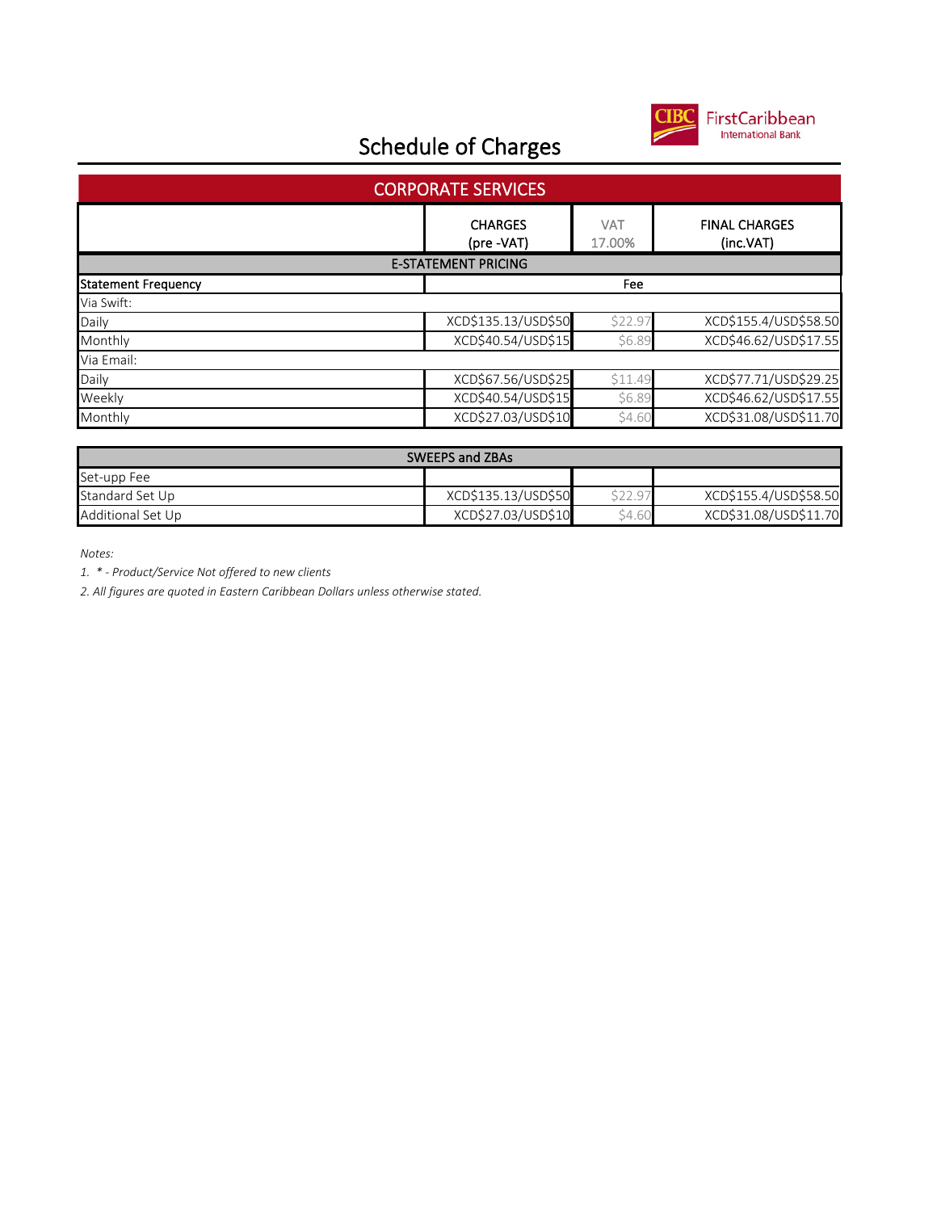# Schedule of Charges

## CORPORATE SERVICES

| | CHARGES (pre -VAT) | VAT 17.00% | FINAL CHARGES (inc.VAT) |
|---|---|---|---|
| **E-STATEMENT PRICING** | | | |
| **Statement Frequency** | Fee | | |
| Via Swift: | | | |
| Daily | XCD$135.13/USD$50 | $22.97 | XCD$155.4/USD$58.50 |
| Monthly | XCD$40.54/USD$15 | $6.89 | XCD$46.62/USD$17.55 |
| Via Email: | | | |
| Daily | XCD$67.56/USD$25 | $11.49 | XCD$77.71/USD$29.25 |
| Weekly | XCD$40.54/USD$15 | $6.89 | XCD$46.62/USD$17.55 |
| Monthly | XCD$27.03/USD$10 | $4.60 | XCD$31.08/USD$11.70 |

| SWEEPS and ZBAs | | | |
|---|---|---|---|
| Set-upp Fee | | | |
| Standard Set Up | XCD$135.13/USD$50 | $22.97 | XCD$155.4/USD$58.50 |
| Additional Set Up | XCD$27.03/USD$10 | $4.60 | XCD$31.08/USD$11.70 |

*Notes:*

*1. * - Product/Service Not offered to new clients*

*2. All figures are quoted in Eastern Caribbean Dollars unless otherwise stated.*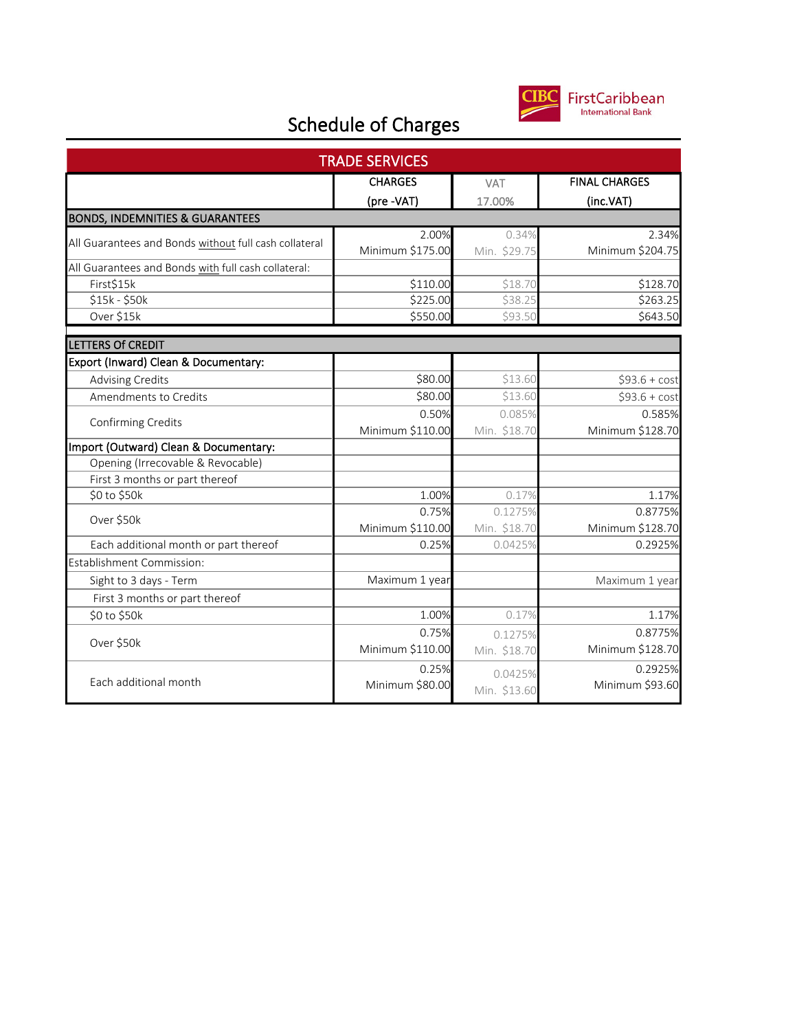# Schedule of Charges

| TRADE SERVICES | CHARGES (pre -VAT) | VAT 17.00% | FINAL CHARGES (inc.VAT) |
|---|---|---|---|
| **BONDS, INDEMNITIES & GUARANTEES** | | | |
| All Guarantees and Bonds without full cash collateral | 2.00% Minimum $175.00 | 0.34% Min. $29.75 | 2.34% Minimum $204.75 |
| All Guarantees and Bonds with full cash collateral: | | | |
| First$15k | $110.00 | $18.70 | $128.70 |
| $15k - $50k | $225.00 | $38.25 | $263.25 |
| Over $15k | $550.00 | $93.50 | $643.50 |
| **LETTERS Of CREDIT** | | | |
| Export (Inward) Clean & Documentary: | | | |
| Advising Credits | $80.00 | $13.60 | $93.6 + cost |
| Amendments to Credits | $80.00 | $13.60 | $93.6 + cost |
| Confirming Credits | 0.50% Minimum $110.00 | 0.085% Min. $18.70 | 0.585% Minimum $128.70 |
| Import (Outward) Clean & Documentary: | | | |
| Opening (Irrecovable & Revocable) | | | |
| First 3 months or part thereof | | | |
| $0 to $50k | 1.00% | 0.17% | 1.17% |
| Over $50k | 0.75% Minimum $110.00 | 0.1275% Min. $18.70 | 0.8775% Minimum $128.70 |
| Each additional month or part thereof | 0.25% | 0.0425% | 0.2925% |
| Establishment Commission: | | | |
| Sight to 3 days - Term | Maximum 1 year | | Maximum 1 year |
| First 3 months or part thereof | | | |
| $0 to $50k | 1.00% | 0.17% | 1.17% |
| Over $50k | 0.75% Minimum $110.00 | 0.1275% Min. $18.70 | 0.8775% Minimum $128.70 |
| Each additional month | 0.25% Minimum $80.00 | 0.0425% Min. $13.60 | 0.2925% Minimum $93.60 |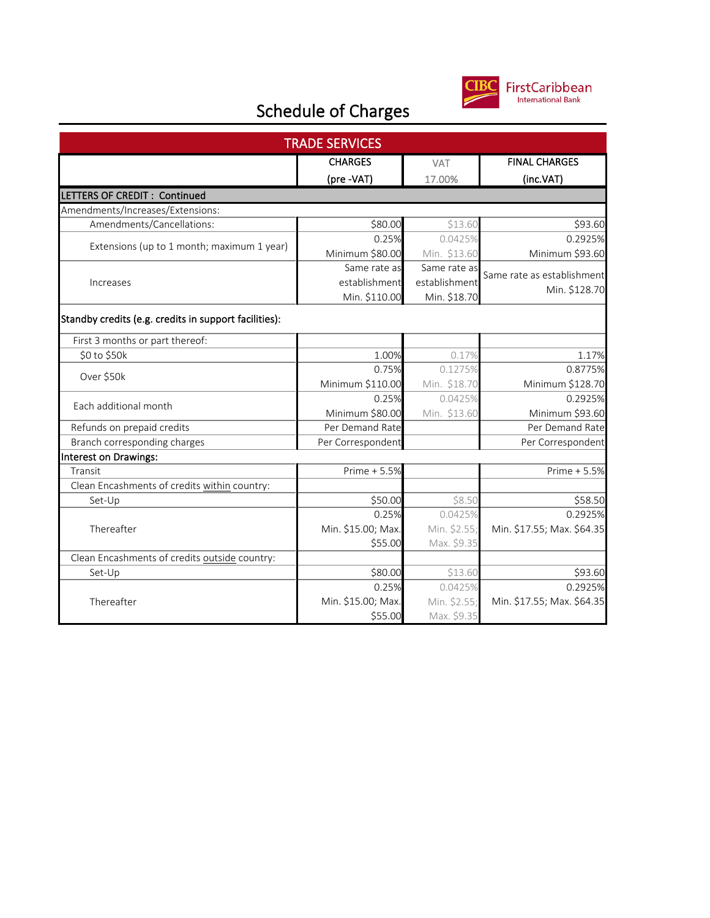# Schedule of Charges

| TRADE SERVICES | | | |
|---|---|---|---|
| | CHARGES (pre -VAT) | VAT 17.00% | FINAL CHARGES (inc.VAT) |
| **LETTERS OF CREDIT : Continued** | | | |
| Amendments/Increases/Extensions: | | | |
| Amendments/Cancellations: | $80.00 | $13.60 | $93.60 |
| Extensions (up to 1 month; maximum 1 year) | 0.25% Minimum $80.00 | 0.0425% Min. $13.60 | 0.2925% Minimum $93.60 |
| Increases | Same rate as establishment Min. $110.00 | Same rate as establishment Min. $18.70 | Same rate as establishment Min. $128.70 |
| **Standby credits (e.g. credits in support facilities):** | | | |
| First 3 months or part thereof: | | | |
| $0 to $50k | 1.00% | 0.17% | 1.17% |
| Over $50k | 0.75% Minimum $110.00 | 0.1275% Min. $18.70 | 0.8775% Minimum $128.70 |
| Each additional month | 0.25% Minimum $80.00 | 0.0425% Min. $13.60 | 0.2925% Minimum $93.60 |
| Refunds on prepaid credits | Per Demand Rate | | Per Demand Rate |
| Branch corresponding charges | Per Correspondent | | Per Correspondent |
| **Interest on Drawings:** | | | |
| Transit | Prime + 5.5% | | Prime + 5.5% |
| Clean Encashments of credits within country: | | | |
| Set-Up | $50.00 | $8.50 | $58.50 |
| Thereafter | 0.25% Min. $15.00; Max. $55.00 | 0.0425% Min. $2.55; Max. $9.35 | 0.2925% Min. $17.55; Max. $64.35 |
| Clean Encashments of credits outside country: | | | |
| Set-Up | $80.00 | $13.60 | $93.60 |
| Thereafter | 0.25% Min. $15.00; Max. $55.00 | 0.0425% Min. $2.55; Max. $9.35 | 0.2925% Min. $17.55; Max. $64.35 |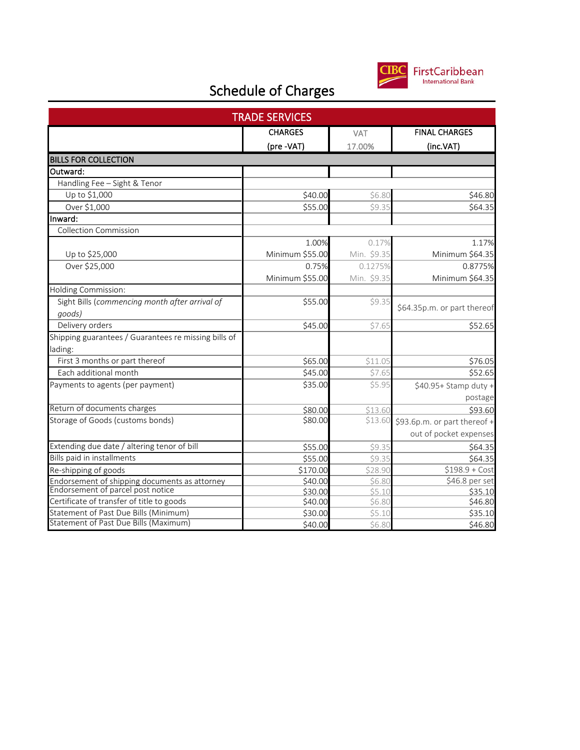# Schedule of Charges

CIBC FirstCaribbean International Bank

| TRADE SERVICES | | | |
|---|---|---|---|
| | CHARGES (pre -VAT) | VAT 17.00% | FINAL CHARGES (inc.VAT) |
| **BILLS FOR COLLECTION** | | | |
| Outward: | | | |
| Handling Fee – Sight & Tenor | | | |
| Up to $1,000 | $40.00 | $6.80 | $46.80 |
| Over $1,000 | $55.00 | $9.35 | $64.35 |
| Inward: | | | |
| Collection Commission | | | |
| Up to $25,000 | 1.00% Minimum $55.00 | 0.17% Min. $9.35 | 1.17% Minimum $64.35 |
| Over $25,000 | 0.75% Minimum $55.00 | 0.1275% Min. $9.35 | 0.8775% Minimum $64.35 |
| Holding Commission: | | | |
| Sight Bills (*commencing month after arrival of goods*) | $55.00 | $9.35 | $64.35p.m. or part thereof |
| Delivery orders | $45.00 | $7.65 | $52.65 |
| Shipping guarantees / Guarantees re missing bills of lading: | | | |
| First 3 months or part thereof | $65.00 | $11.05 | $76.05 |
| Each additional month | $45.00 | $7.65 | $52.65 |
| Payments to agents (per payment) | $35.00 | $5.95 | $40.95+ Stamp duty + postage |
| Return of documents charges | $80.00 | $13.60 | $93.60 |
| Storage of Goods (customs bonds) | $80.00 | $13.60 | $93.6p.m. or part thereof + out of pocket expenses |
| Extending due date / altering tenor of bill | $55.00 | $9.35 | $64.35 |
| Bills paid in installments | $55.00 | $9.35 | $64.35 |
| Re-shipping of goods | $170.00 | $28.90 | $198.9 + Cost |
| Endorsement of shipping documents as attorney | $40.00 | $6.80 | $46.8 per set |
| Endorsement of parcel post notice | $30.00 | $5.10 | $35.10 |
| Certificate of transfer of title to goods | $40.00 | $6.80 | $46.80 |
| Statement of Past Due Bills (Minimum) | $30.00 | $5.10 | $35.10 |
| Statement of Past Due Bills (Maximum) | $40.00 | $6.80 | $46.80 |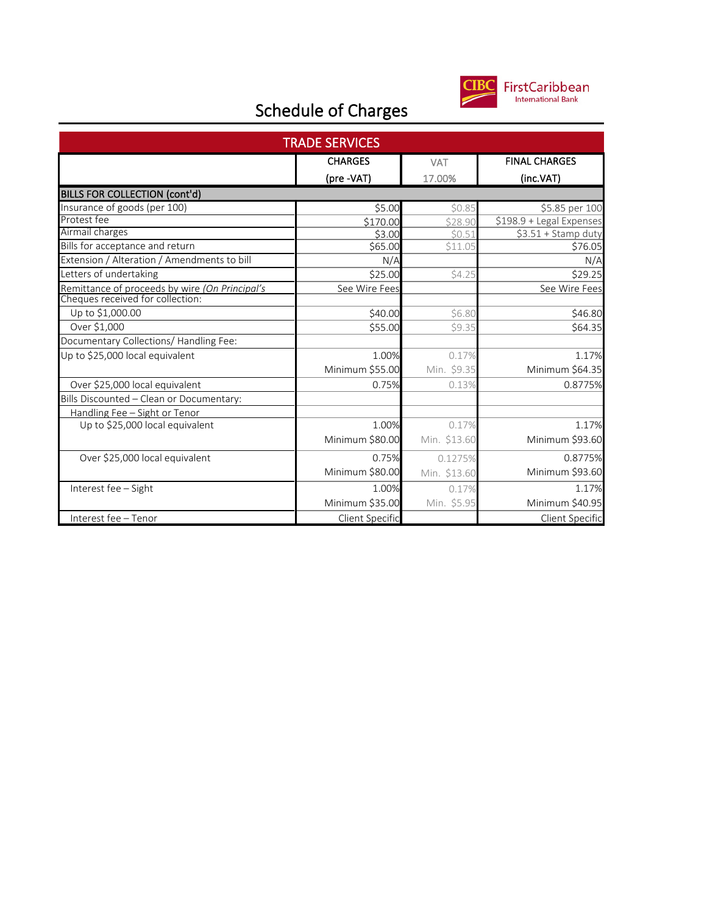# Schedule of Charges

| TRADE SERVICES | | | |
|---|---|---|---|
| | CHARGES (pre -VAT) | VAT 17.00% | FINAL CHARGES (inc.VAT) |
| **BILLS FOR COLLECTION (cont'd)** | | | |
| Insurance of goods (per 100) | $5.00 | $0.85 | $5.85 per 100 |
| Protest fee | $170.00 | $28.90 | $198.9 + Legal Expenses |
| Airmail charges | $3.00 | $0.51 | $3.51 + Stamp duty |
| Bills for acceptance and return | $65.00 | $11.05 | $76.05 |
| Extension / Alteration / Amendments to bill | N/A | | N/A |
| Letters of undertaking | $25.00 | $4.25 | $29.25 |
| Remittance of proceeds by wire *(On Principal's* | See Wire Fees | | See Wire Fees |
| Cheques received for collection: | | | |
| Up to $1,000.00 | $40.00 | $6.80 | $46.80 |
| Over $1,000 | $55.00 | $9.35 | $64.35 |
| Documentary Collections/ Handling Fee: | | | |
| Up to $25,000 local equivalent | 1.00% Minimum $55.00 | 0.17% Min. $9.35 | 1.17% Minimum $64.35 |
| Over $25,000 local equivalent | 0.75% | 0.13% | 0.8775% |
| Bills Discounted – Clean or Documentary: | | | |
| Handling Fee – Sight or Tenor | | | |
| Up to $25,000 local equivalent | 1.00% Minimum $80.00 | 0.17% Min. $13.60 | 1.17% Minimum $93.60 |
| Over $25,000 local equivalent | 0.75% Minimum $80.00 | 0.1275% Min. $13.60 | 0.8775% Minimum $93.60 |
| Interest fee – Sight | 1.00% Minimum $35.00 | 0.17% Min. $5.95 | 1.17% Minimum $40.95 |
| Interest fee – Tenor | Client Specific | | Client Specific |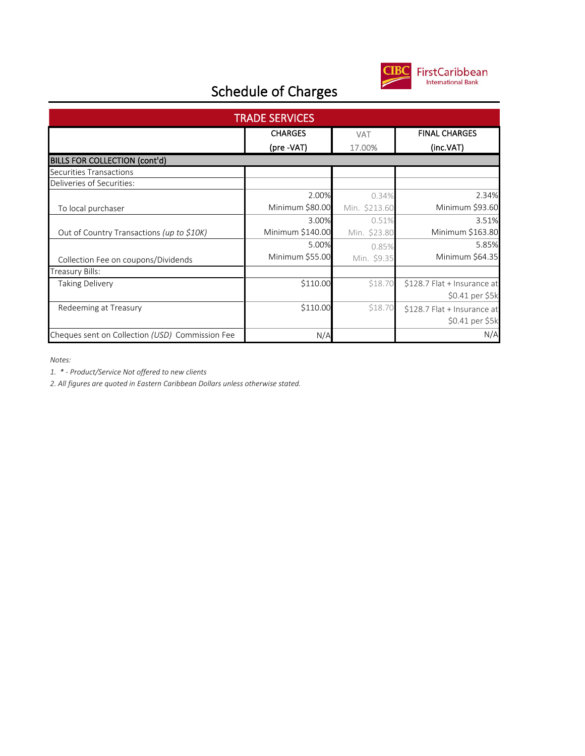# Schedule of Charges

| TRADE SERVICES | CHARGES (pre -VAT) | VAT 17.00% | FINAL CHARGES (inc.VAT) |
|---|---|---|---|
| **BILLS FOR COLLECTION (cont'd)** | | | |
| Securities Transactions | | | |
| Deliveries of Securities: | | | |
| To local purchaser | 2.00% Minimum $80.00 | 0.34% Min. $213.60 | 2.34% Minimum $93.60 |
| Out of Country Transactions *(up to $10K)* | 3.00% Minimum $140.00 | 0.51% Min. $23.80 | 3.51% Minimum $163.80 |
| Collection Fee on coupons/Dividends | 5.00% Minimum $55.00 | 0.85% Min. $9.35 | 5.85% Minimum $64.35 |
| Treasury Bills: | | | |
| Taking Delivery | $110.00 | $18.70 | $128.7 Flat + Insurance at $0.41 per $5k |
| Redeeming at Treasury | $110.00 | $18.70 | $128.7 Flat + Insurance at $0.41 per $5k |
| Cheques sent on Collection *(USD)* Commission Fee | N/A | | N/A |

*Notes:*

*1. * - Product/Service Not offered to new clients*

*2. All figures are quoted in Eastern Caribbean Dollars unless otherwise stated.*